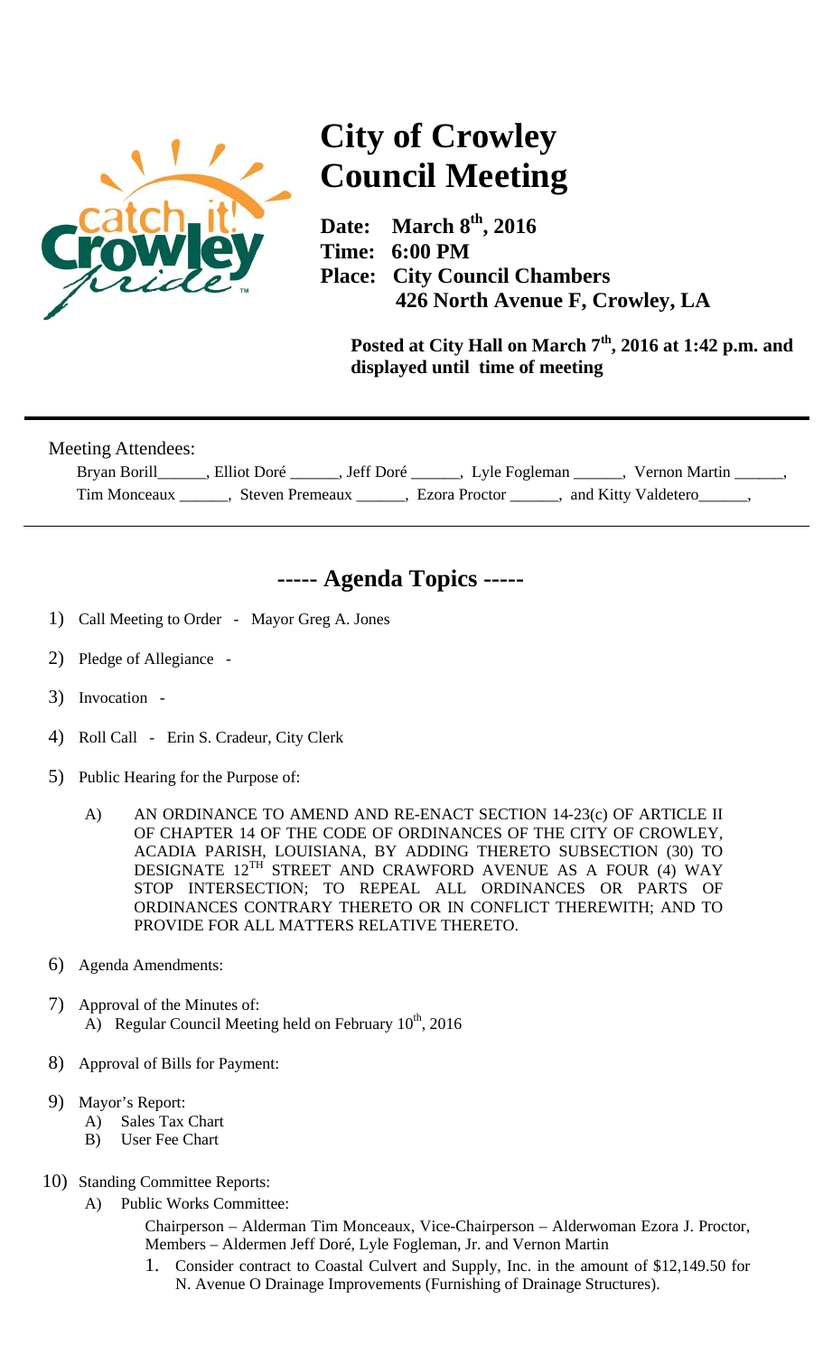# City of Crowley Council Meeting

**Date: March 8th, 2016**
**Time: 6:00 PM**
**Place: City Council Chambers**
**426 North Avenue F, Crowley, LA**

**Posted at City Hall on March 7th, 2016 at 1:42 p.m. and displayed until time of meeting**

---

Meeting Attendees:

Bryan Borill______, Elliot Doré ______, Jeff Doré ______, Lyle Fogleman ______, Vernon Martin ______, Tim Monceaux ______, Steven Premeaux ______, Ezora Proctor ______, and Kitty Valdetero______,

---

## ----- Agenda Topics -----

1) Call Meeting to Order - Mayor Greg A. Jones

2) Pledge of Allegiance -

3) Invocation -

4) Roll Call - Erin S. Cradeur, City Clerk

5) Public Hearing for the Purpose of:

   A) AN ORDINANCE TO AMEND AND RE-ENACT SECTION 14-23(c) OF ARTICLE II OF CHAPTER 14 OF THE CODE OF ORDINANCES OF THE CITY OF CROWLEY, ACADIA PARISH, LOUISIANA, BY ADDING THERETO SUBSECTION (30) TO DESIGNATE 12TH STREET AND CRAWFORD AVENUE AS A FOUR (4) WAY STOP INTERSECTION; TO REPEAL ALL ORDINANCES OR PARTS OF ORDINANCES CONTRARY THERETO OR IN CONFLICT THEREWITH; AND TO PROVIDE FOR ALL MATTERS RELATIVE THERETO.

6) Agenda Amendments:

7) Approval of the Minutes of:
   A) Regular Council Meeting held on February 10th, 2016

8) Approval of Bills for Payment:

9) Mayor's Report:
   A) Sales Tax Chart
   B) User Fee Chart

10) Standing Committee Reports:
   A) Public Works Committee:

      Chairperson – Alderman Tim Monceaux, Vice-Chairperson – Alderwoman Ezora J. Proctor, Members – Aldermen Jeff Doré, Lyle Fogleman, Jr. and Vernon Martin

      1. Consider contract to Coastal Culvert and Supply, Inc. in the amount of $12,149.50 for N. Avenue O Drainage Improvements (Furnishing of Drainage Structures).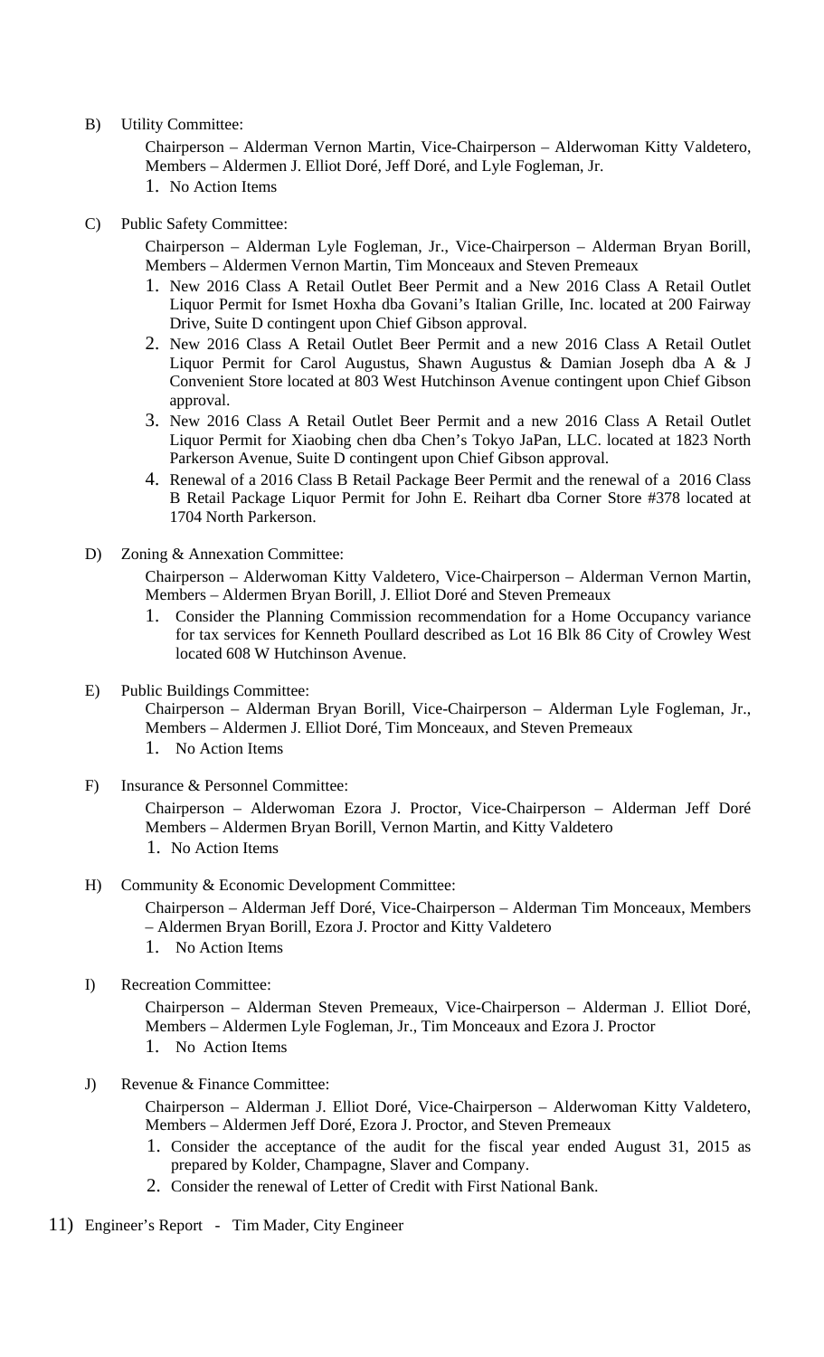B) Utility Committee:

Chairperson – Alderman Vernon Martin, Vice-Chairperson – Alderwoman Kitty Valdetero, Members – Aldermen J. Elliot Doré, Jeff Doré, and Lyle Fogleman, Jr.

1. No Action Items

C) Public Safety Committee:

Chairperson – Alderman Lyle Fogleman, Jr., Vice-Chairperson – Alderman Bryan Borill, Members – Aldermen Vernon Martin, Tim Monceaux and Steven Premeaux

1. New 2016 Class A Retail Outlet Beer Permit and a New 2016 Class A Retail Outlet Liquor Permit for Ismet Hoxha dba Govani's Italian Grille, Inc. located at 200 Fairway Drive, Suite D contingent upon Chief Gibson approval.
2. New 2016 Class A Retail Outlet Beer Permit and a new 2016 Class A Retail Outlet Liquor Permit for Carol Augustus, Shawn Augustus & Damian Joseph dba A & J Convenient Store located at 803 West Hutchinson Avenue contingent upon Chief Gibson approval.
3. New 2016 Class A Retail Outlet Beer Permit and a new 2016 Class A Retail Outlet Liquor Permit for Xiaobing chen dba Chen's Tokyo JaPan, LLC. located at 1823 North Parkerson Avenue, Suite D contingent upon Chief Gibson approval.
4. Renewal of a 2016 Class B Retail Package Beer Permit and the renewal of a 2016 Class B Retail Package Liquor Permit for John E. Reihart dba Corner Store #378 located at 1704 North Parkerson.

D) Zoning & Annexation Committee:

Chairperson – Alderwoman Kitty Valdetero, Vice-Chairperson – Alderman Vernon Martin, Members – Aldermen Bryan Borill, J. Elliot Doré and Steven Premeaux

1. Consider the Planning Commission recommendation for a Home Occupancy variance for tax services for Kenneth Poullard described as Lot 16 Blk 86 City of Crowley West located 608 W Hutchinson Avenue.

E) Public Buildings Committee:

Chairperson – Alderman Bryan Borill, Vice-Chairperson – Alderman Lyle Fogleman, Jr., Members – Aldermen J. Elliot Doré, Tim Monceaux, and Steven Premeaux

1. No Action Items

F) Insurance & Personnel Committee:

Chairperson – Alderwoman Ezora J. Proctor, Vice-Chairperson – Alderman Jeff Doré Members – Aldermen Bryan Borill, Vernon Martin, and Kitty Valdetero

1. No Action Items

H) Community & Economic Development Committee:

Chairperson – Alderman Jeff Doré, Vice-Chairperson – Alderman Tim Monceaux, Members – Aldermen Bryan Borill, Ezora J. Proctor and Kitty Valdetero

1. No Action Items

I) Recreation Committee:

Chairperson – Alderman Steven Premeaux, Vice-Chairperson – Alderman J. Elliot Doré, Members – Aldermen Lyle Fogleman, Jr., Tim Monceaux and Ezora J. Proctor

1. No Action Items

J) Revenue & Finance Committee:

Chairperson – Alderman J. Elliot Doré, Vice-Chairperson – Alderwoman Kitty Valdetero, Members – Aldermen Jeff Doré, Ezora J. Proctor, and Steven Premeaux

1. Consider the acceptance of the audit for the fiscal year ended August 31, 2015 as prepared by Kolder, Champagne, Slaver and Company.
2. Consider the renewal of Letter of Credit with First National Bank.

11) Engineer's Report - Tim Mader, City Engineer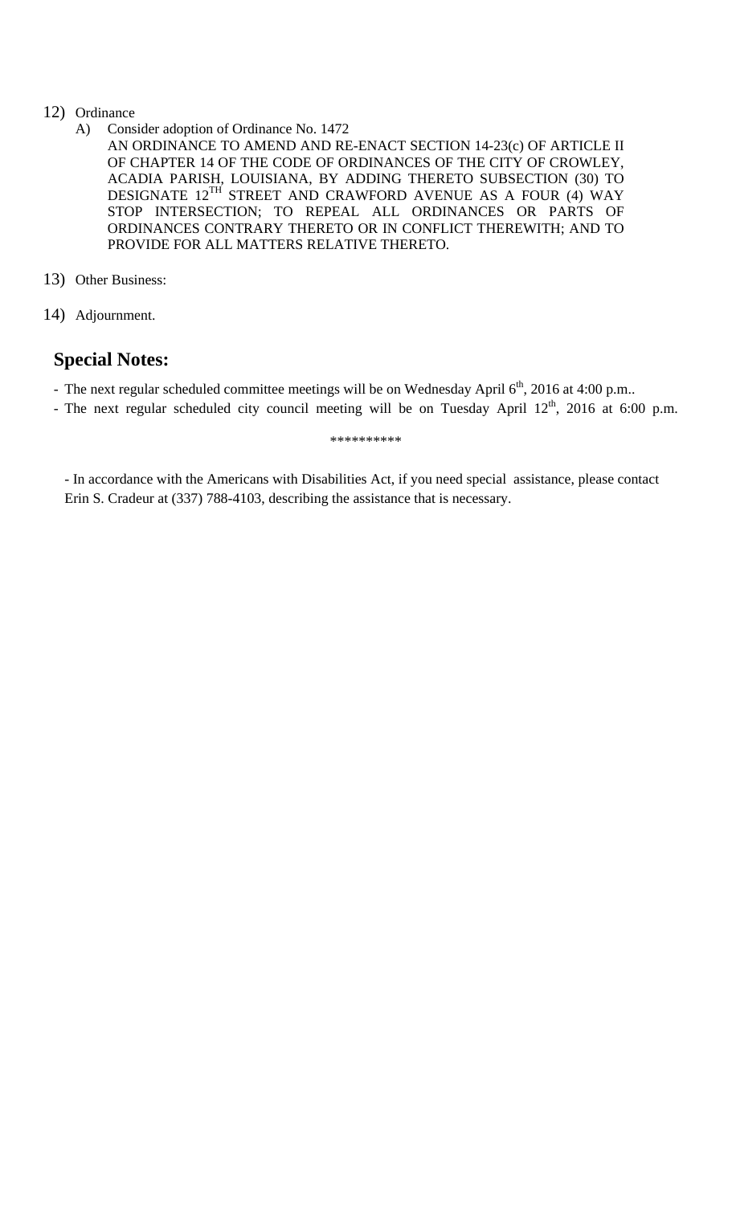12) Ordinance

   A) Consider adoption of Ordinance No. 1472

      AN ORDINANCE TO AMEND AND RE-ENACT SECTION 14-23(c) OF ARTICLE II OF CHAPTER 14 OF THE CODE OF ORDINANCES OF THE CITY OF CROWLEY, ACADIA PARISH, LOUISIANA, BY ADDING THERETO SUBSECTION (30) TO DESIGNATE 12TH STREET AND CRAWFORD AVENUE AS A FOUR (4) WAY STOP INTERSECTION; TO REPEAL ALL ORDINANCES OR PARTS OF ORDINANCES CONTRARY THERETO OR IN CONFLICT THEREWITH; AND TO PROVIDE FOR ALL MATTERS RELATIVE THERETO.

13) Other Business:

14) Adjournment.

## Special Notes:

- The next regular scheduled committee meetings will be on Wednesday April 6th, 2016 at 4:00 p.m..
- The next regular scheduled city council meeting will be on Tuesday April 12th, 2016 at 6:00 p.m.

**********

- In accordance with the Americans with Disabilities Act, if you need special assistance, please contact Erin S. Cradeur at (337) 788-4103, describing the assistance that is necessary.